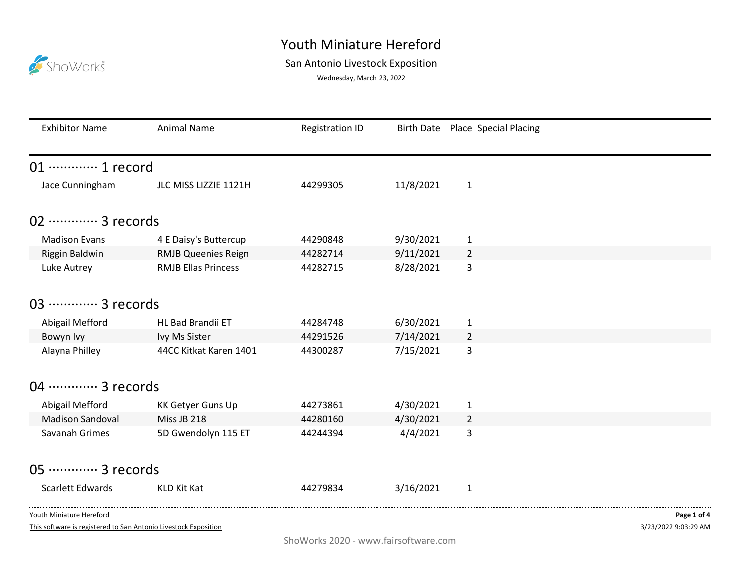# Youth Miniature Hereford

## San Antonio Livestock Exposition

Wednesday, March 23, 2022

| Exhibitor Name | Animal Name | Registration ID | Birth Date | Place | Special Placing |
|---|---|---|---|---|---|

### 01 ············· 1 record

| Exhibitor Name | Animal Name | Registration ID | Birth Date | Place | Special Placing |
|---|---|---|---|---|---|
| Jace Cunningham | JLC MISS LIZZIE 1121H | 44299305 | 11/8/2021 | 1 | |

### 02 ············· 3 records

| Exhibitor Name | Animal Name | Registration ID | Birth Date | Place | Special Placing |
|---|---|---|---|---|---|
| Madison Evans | 4 E Daisy's Buttercup | 44290848 | 9/30/2021 | 1 | |
| Riggin Baldwin | RMJB Queenies Reign | 44282714 | 9/11/2021 | 2 | |
| Luke Autrey | RMJB Ellas Princess | 44282715 | 8/28/2021 | 3 | |

### 03 ············· 3 records

| Exhibitor Name | Animal Name | Registration ID | Birth Date | Place | Special Placing |
|---|---|---|---|---|---|
| Abigail Mefford | HL Bad Brandii ET | 44284748 | 6/30/2021 | 1 | |
| Bowyn Ivy | Ivy Ms Sister | 44291526 | 7/14/2021 | 2 | |
| Alayna Philley | 44CC Kitkat Karen 1401 | 44300287 | 7/15/2021 | 3 | |

### 04 ············· 3 records

| Exhibitor Name | Animal Name | Registration ID | Birth Date | Place | Special Placing |
|---|---|---|---|---|---|
| Abigail Mefford | KK Getyer Guns Up | 44273861 | 4/30/2021 | 1 | |
| Madison Sandoval | Miss JB 218 | 44280160 | 4/30/2021 | 2 | |
| Savanah Grimes | 5D Gwendolyn 115 ET | 44244394 | 4/4/2021 | 3 | |

### 05 ············· 3 records

| Exhibitor Name | Animal Name | Registration ID | Birth Date | Place | Special Placing |
|---|---|---|---|---|---|
| Scarlett Edwards | KLD Kit Kat | 44279834 | 3/16/2021 | 1 | |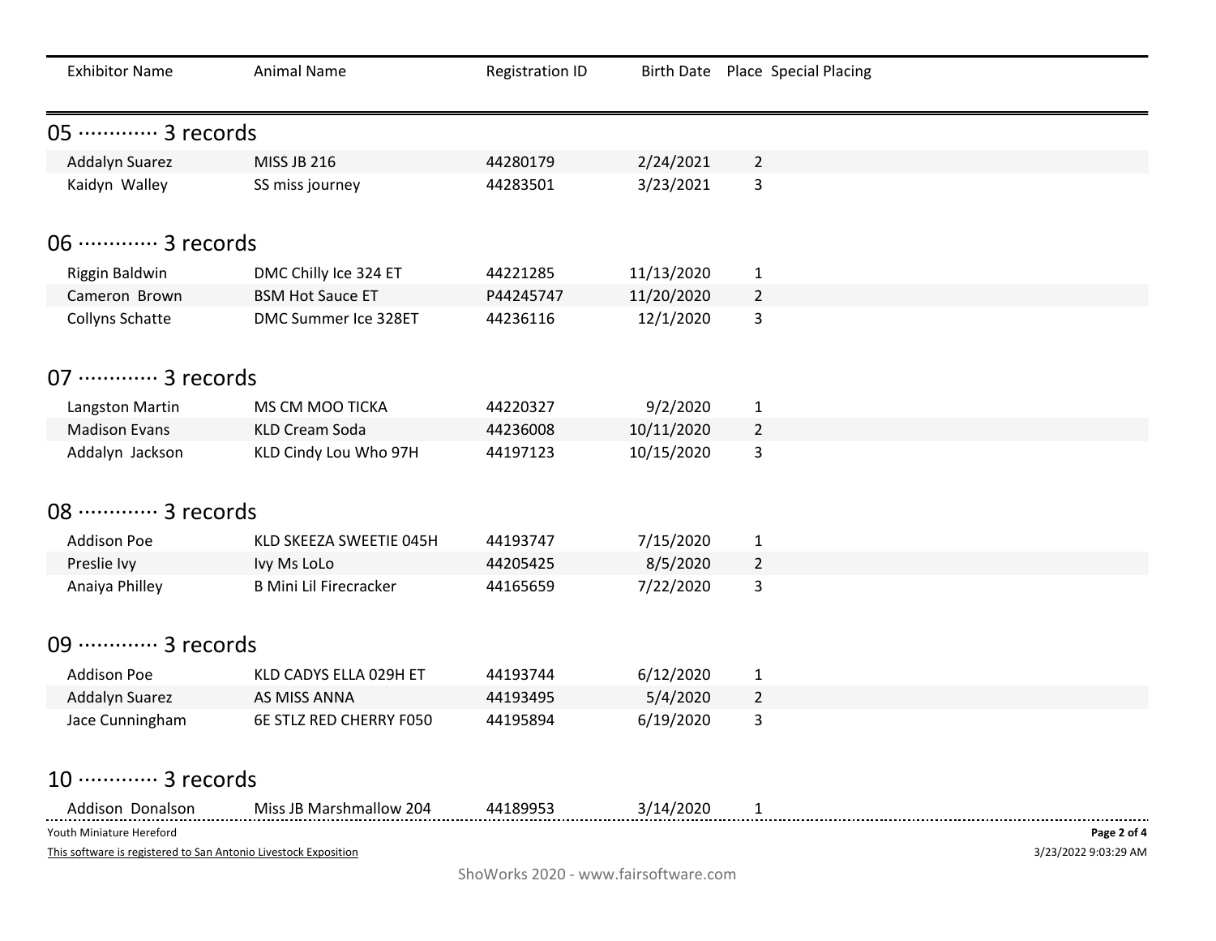| Exhibitor Name | Animal Name | Registration ID | Birth Date | Place | Special Placing |
|---|---|---|---|---|---|

## 05 ············ 3 records

| Exhibitor Name | Animal Name | Registration ID | Birth Date | Place | Special Placing |
|---|---|---|---|---|---|
| Addalyn Suarez | MISS JB 216 | 44280179 | 2/24/2021 | 2 | |
| Kaidyn Walley | SS miss journey | 44283501 | 3/23/2021 | 3 | |

## 06 ············ 3 records

| Exhibitor Name | Animal Name | Registration ID | Birth Date | Place | Special Placing |
|---|---|---|---|---|---|
| Riggin Baldwin | DMC Chilly Ice 324 ET | 44221285 | 11/13/2020 | 1 | |
| Cameron Brown | BSM Hot Sauce ET | P44245747 | 11/20/2020 | 2 | |
| Collyns Schatte | DMC Summer Ice 328ET | 44236116 | 12/1/2020 | 3 | |

## 07 ············ 3 records

| Exhibitor Name | Animal Name | Registration ID | Birth Date | Place | Special Placing |
|---|---|---|---|---|---|
| Langston Martin | MS CM MOO TICKA | 44220327 | 9/2/2020 | 1 | |
| Madison Evans | KLD Cream Soda | 44236008 | 10/11/2020 | 2 | |
| Addalyn Jackson | KLD Cindy Lou Who 97H | 44197123 | 10/15/2020 | 3 | |

## 08 ············ 3 records

| Exhibitor Name | Animal Name | Registration ID | Birth Date | Place | Special Placing |
|---|---|---|---|---|---|
| Addison Poe | KLD SKEEZA SWEETIE 045H | 44193747 | 7/15/2020 | 1 | |
| Preslie Ivy | Ivy Ms LoLo | 44205425 | 8/5/2020 | 2 | |
| Anaiya Philley | B Mini Lil Firecracker | 44165659 | 7/22/2020 | 3 | |

## 09 ············ 3 records

| Exhibitor Name | Animal Name | Registration ID | Birth Date | Place | Special Placing |
|---|---|---|---|---|---|
| Addison Poe | KLD CADYS ELLA 029H ET | 44193744 | 6/12/2020 | 1 | |
| Addalyn Suarez | AS MISS ANNA | 44193495 | 5/4/2020 | 2 | |
| Jace Cunningham | 6E STLZ RED CHERRY F050 | 44195894 | 6/19/2020 | 3 | |

## 10 ············ 3 records

| Exhibitor Name | Animal Name | Registration ID | Birth Date | Place | Special Placing |
|---|---|---|---|---|---|
| Addison Donalson | Miss JB Marshmallow 204 | 44189953 | 3/14/2020 | 1 | |

Youth Miniature Hereford

This software is registered to San Antonio Livestock Exposition

3/23/2022 9:03:29 AM

ShoWorks 2020 - www.fairsoftware.com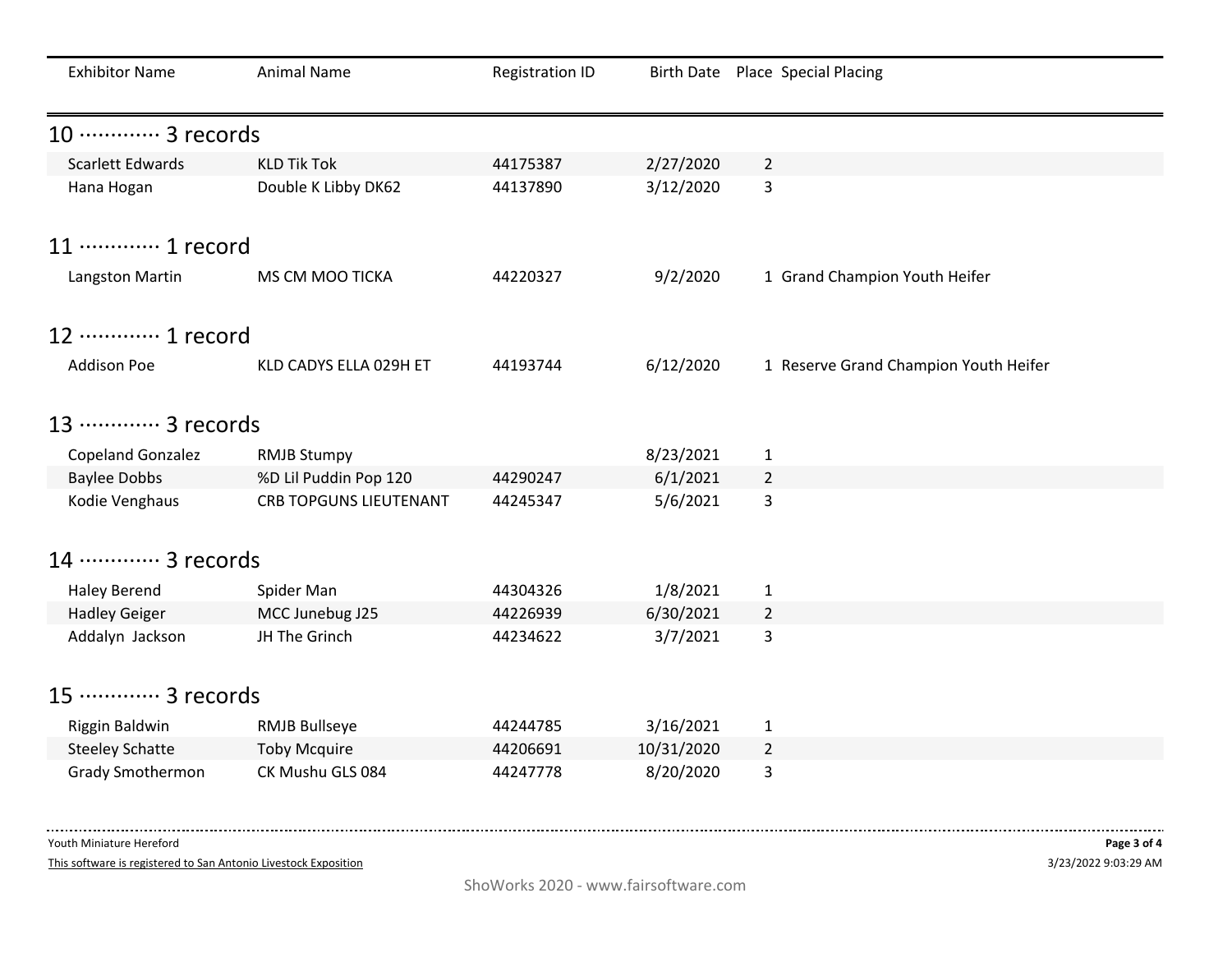| Exhibitor Name | Animal Name | Registration ID | Birth Date | Place | Special Placing |
|---|---|---|---|---|---|

## 10 ············ 3 records

| Exhibitor Name | Animal Name | Registration ID | Birth Date | Place | Special Placing |
|---|---|---|---|---|---|
| Scarlett Edwards | KLD Tik Tok | 44175387 | 2/27/2020 | 2 | |
| Hana Hogan | Double K Libby DK62 | 44137890 | 3/12/2020 | 3 | |

## 11 ············ 1 record

| Exhibitor Name | Animal Name | Registration ID | Birth Date | Place | Special Placing |
|---|---|---|---|---|---|
| Langston Martin | MS CM MOO TICKA | 44220327 | 9/2/2020 | 1 | Grand Champion Youth Heifer |

## 12 ············ 1 record

| Exhibitor Name | Animal Name | Registration ID | Birth Date | Place | Special Placing |
|---|---|---|---|---|---|
| Addison Poe | KLD CADYS ELLA 029H ET | 44193744 | 6/12/2020 | 1 | Reserve Grand Champion Youth Heifer |

## 13 ············ 3 records

| Exhibitor Name | Animal Name | Registration ID | Birth Date | Place | Special Placing |
|---|---|---|---|---|---|
| Copeland Gonzalez | RMJB Stumpy | | 8/23/2021 | 1 | |
| Baylee Dobbs | %D Lil Puddin Pop 120 | 44290247 | 6/1/2021 | 2 | |
| Kodie Venghaus | CRB TOPGUNS LIEUTENANT | 44245347 | 5/6/2021 | 3 | |

## 14 ············ 3 records

| Exhibitor Name | Animal Name | Registration ID | Birth Date | Place | Special Placing |
|---|---|---|---|---|---|
| Haley Berend | Spider Man | 44304326 | 1/8/2021 | 1 | |
| Hadley Geiger | MCC Junebug J25 | 44226939 | 6/30/2021 | 2 | |
| Addalyn Jackson | JH The Grinch | 44234622 | 3/7/2021 | 3 | |

## 15 ············ 3 records

| Exhibitor Name | Animal Name | Registration ID | Birth Date | Place | Special Placing |
|---|---|---|---|---|---|
| Riggin Baldwin | RMJB Bullseye | 44244785 | 3/16/2021 | 1 | |
| Steeley Schatte | Toby Mcquire | 44206691 | 10/31/2020 | 2 | |
| Grady Smothermon | CK Mushu GLS 084 | 44247778 | 8/20/2020 | 3 | |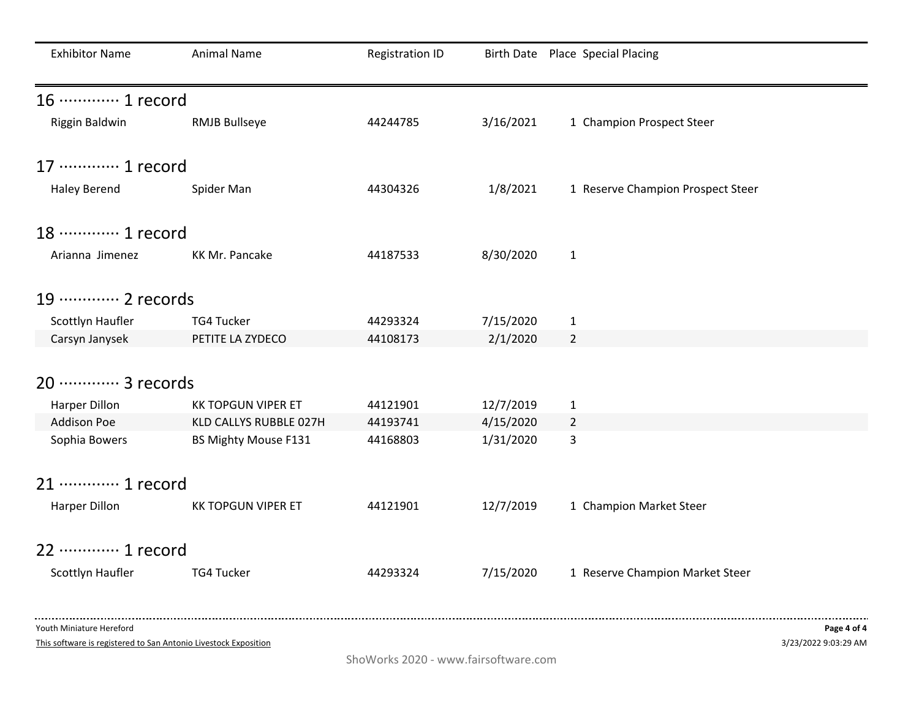| Exhibitor Name | Animal Name | Registration ID | Birth Date | Place | Special Placing |
|---|---|---|---|---|---|

## 16 ············· 1 record

| Exhibitor Name | Animal Name | Registration ID | Birth Date | Place | Special Placing |
|---|---|---|---|---|---|
| Riggin Baldwin | RMJB Bullseye | 44244785 | 3/16/2021 | 1 | Champion Prospect Steer |

## 17 ············· 1 record

| Exhibitor Name | Animal Name | Registration ID | Birth Date | Place | Special Placing |
|---|---|---|---|---|---|
| Haley Berend | Spider Man | 44304326 | 1/8/2021 | 1 | Reserve Champion Prospect Steer |

## 18 ············· 1 record

| Exhibitor Name | Animal Name | Registration ID | Birth Date | Place | Special Placing |
|---|---|---|---|---|---|
| Arianna Jimenez | KK Mr. Pancake | 44187533 | 8/30/2020 | 1 | |

## 19 ············· 2 records

| Exhibitor Name | Animal Name | Registration ID | Birth Date | Place | Special Placing |
|---|---|---|---|---|---|
| Scottlyn Haufler | TG4 Tucker | 44293324 | 7/15/2020 | 1 | |
| Carsyn Janysek | PETITE LA ZYDECO | 44108173 | 2/1/2020 | 2 | |

## 20 ············· 3 records

| Exhibitor Name | Animal Name | Registration ID | Birth Date | Place | Special Placing |
|---|---|---|---|---|---|
| Harper Dillon | KK TOPGUN VIPER ET | 44121901 | 12/7/2019 | 1 | |
| Addison Poe | KLD CALLYS RUBBLE 027H | 44193741 | 4/15/2020 | 2 | |
| Sophia Bowers | BS Mighty Mouse F131 | 44168803 | 1/31/2020 | 3 | |

## 21 ············· 1 record

| Exhibitor Name | Animal Name | Registration ID | Birth Date | Place | Special Placing |
|---|---|---|---|---|---|
| Harper Dillon | KK TOPGUN VIPER ET | 44121901 | 12/7/2019 | 1 | Champion Market Steer |

## 22 ············· 1 record

| Exhibitor Name | Animal Name | Registration ID | Birth Date | Place | Special Placing |
|---|---|---|---|---|---|
| Scottlyn Haufler | TG4 Tucker | 44293324 | 7/15/2020 | 1 | Reserve Champion Market Steer |